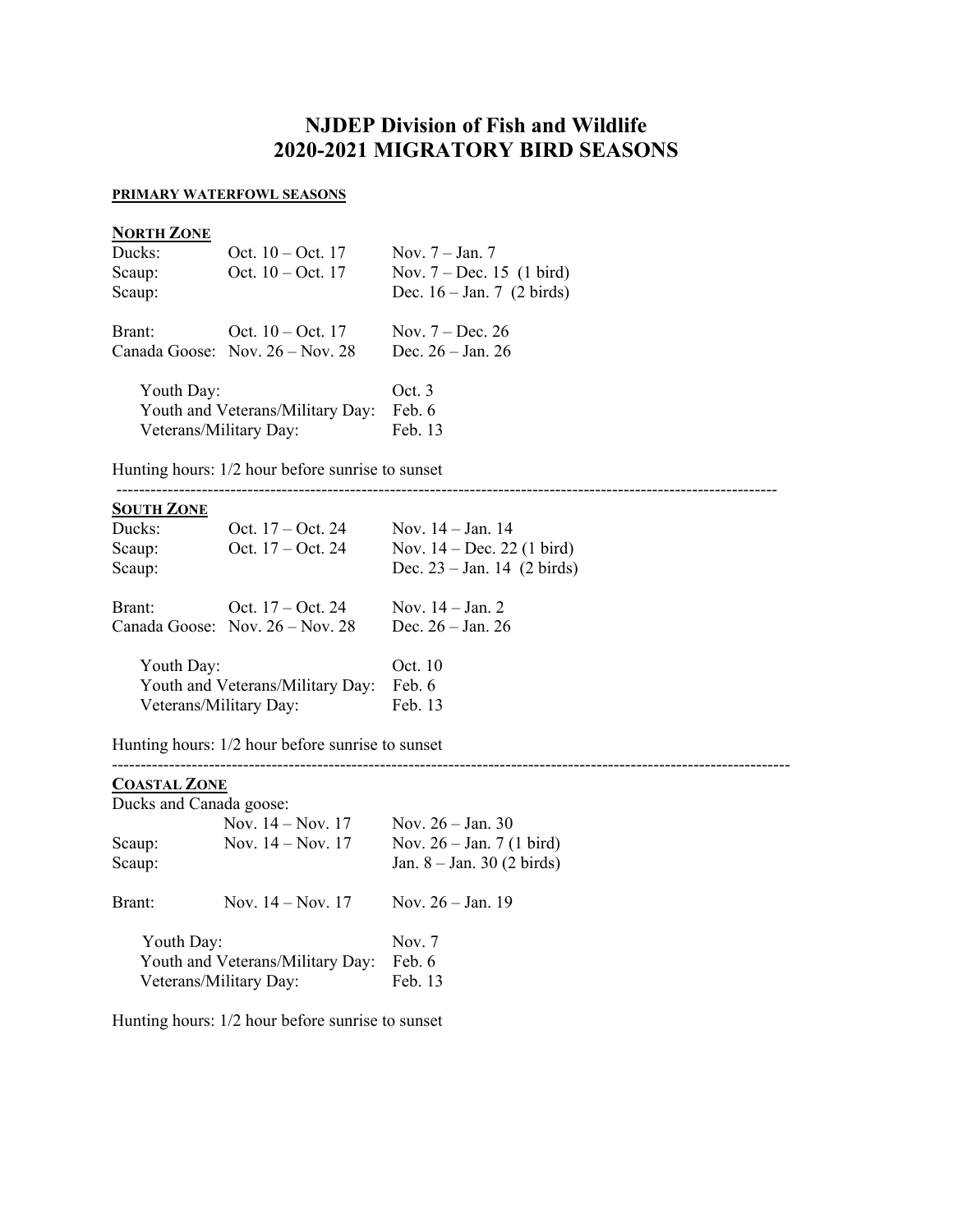# NJDEP Division of Fish and Wildlife
# 2020-2021 MIGRATORY BIRD SEASONS

**PRIMARY WATERFOWL SEASONS**

**NORTH ZONE**

| | | |
|---|---|---|
| Ducks: | Oct. 10 – Oct. 17 | Nov. 7 – Jan. 7 |
| Scaup: | Oct. 10 – Oct. 17 | Nov. 7 – Dec. 15 (1 bird) |
| Scaup: | | Dec. 16 – Jan. 7 (2 birds) |
| Brant: | Oct. 10 – Oct. 17 | Nov. 7 – Dec. 26 |
| Canada Goose: | Nov. 26 – Nov. 28 | Dec. 26 – Jan. 26 |

| | |
|---|---|
| Youth Day: | Oct. 3 |
| Youth and Veterans/Military Day: | Feb. 6 |
| Veterans/Military Day: | Feb. 13 |

Hunting hours: 1/2 hour before sunrise to sunset

---

**SOUTH ZONE**

| | | |
|---|---|---|
| Ducks: | Oct. 17 – Oct. 24 | Nov. 14 – Jan. 14 |
| Scaup: | Oct. 17 – Oct. 24 | Nov. 14 – Dec. 22 (1 bird) |
| Scaup: | | Dec. 23 – Jan. 14 (2 birds) |
| Brant: | Oct. 17 – Oct. 24 | Nov. 14 – Jan. 2 |
| Canada Goose: | Nov. 26 – Nov. 28 | Dec. 26 – Jan. 26 |

| | |
|---|---|
| Youth Day: | Oct. 10 |
| Youth and Veterans/Military Day: | Feb. 6 |
| Veterans/Military Day: | Feb. 13 |

Hunting hours: 1/2 hour before sunrise to sunset

---

**COASTAL ZONE**

| | | |
|---|---|---|
| Ducks and Canada goose: | Nov. 14 – Nov. 17 | Nov. 26 – Jan. 30 |
| Scaup: | Nov. 14 – Nov. 17 | Nov. 26 – Jan. 7 (1 bird) |
| Scaup: | | Jan. 8 – Jan. 30 (2 birds) |
| Brant: | Nov. 14 – Nov. 17 | Nov. 26 – Jan. 19 |

| | |
|---|---|
| Youth Day: | Nov. 7 |
| Youth and Veterans/Military Day: | Feb. 6 |
| Veterans/Military Day: | Feb. 13 |

Hunting hours: 1/2 hour before sunrise to sunset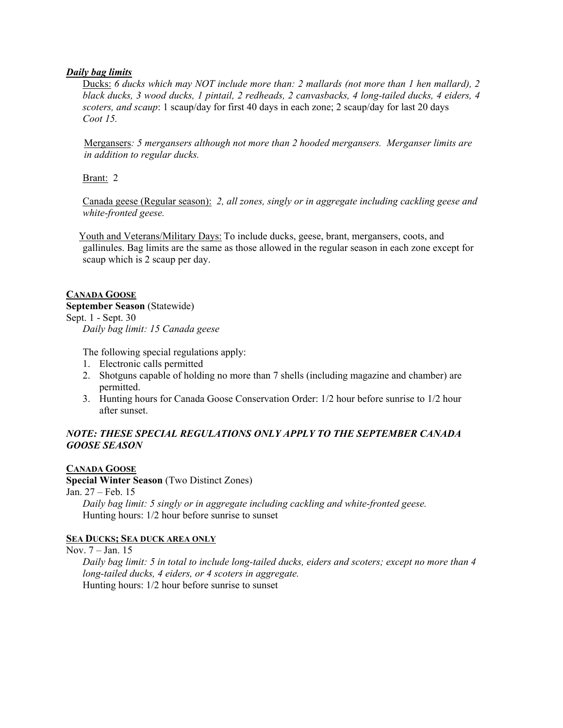***Daily bag limits***

Ducks: *6 ducks which may NOT include more than: 2 mallards (not more than 1 hen mallard), 2 black ducks, 3 wood ducks, 1 pintail, 2 redheads, 2 canvasbacks, 4 long-tailed ducks, 4 eiders, 4 scoters, and scaup*: 1 scaup/day for first 40 days in each zone; 2 scaup/day for last 20 days
*Coot 15.*

Mergansers*: 5 mergansers although not more than 2 hooded mergansers. Merganser limits are in addition to regular ducks.*

Brant: 2

Canada geese (Regular season): *2, all zones, singly or in aggregate including cackling geese and white-fronted geese.*

Youth and Veterans/Military Days: To include ducks, geese, brant, mergansers, coots, and gallinules. Bag limits are the same as those allowed in the regular season in each zone except for scaup which is 2 scaup per day.

**CANADA GOOSE**

**September Season** (Statewide)

Sept. 1 - Sept. 30

*Daily bag limit: 15 Canada geese*

The following special regulations apply:

1. Electronic calls permitted
2. Shotguns capable of holding no more than 7 shells (including magazine and chamber) are permitted.
3. Hunting hours for Canada Goose Conservation Order: 1/2 hour before sunrise to 1/2 hour after sunset.

***NOTE: THESE SPECIAL REGULATIONS ONLY APPLY TO THE SEPTEMBER CANADA GOOSE SEASON***

**CANADA GOOSE**

**Special Winter Season** (Two Distinct Zones)

Jan. 27 – Feb. 15

*Daily bag limit: 5 singly or in aggregate including cackling and white-fronted geese.*
Hunting hours: 1/2 hour before sunrise to sunset

**SEA DUCKS; SEA DUCK AREA ONLY**

Nov. 7 – Jan. 15

*Daily bag limit: 5 in total to include long-tailed ducks, eiders and scoters; except no more than 4 long-tailed ducks, 4 eiders, or 4 scoters in aggregate.*
Hunting hours: 1/2 hour before sunrise to sunset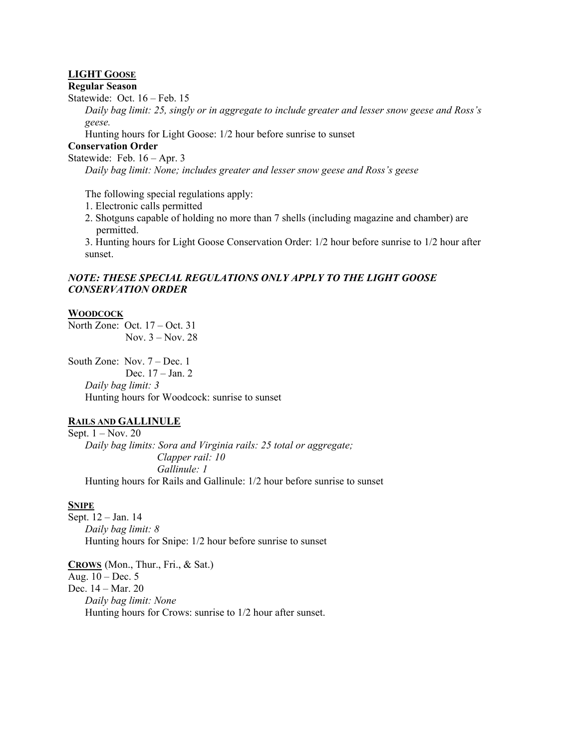**LIGHT GOOSE**

**Regular Season**

Statewide: Oct. 16 – Feb. 15

*Daily bag limit: 25, singly or in aggregate to include greater and lesser snow geese and Ross's geese.*

Hunting hours for Light Goose: 1/2 hour before sunrise to sunset

**Conservation Order**

Statewide: Feb. 16 – Apr. 3

*Daily bag limit: None; includes greater and lesser snow geese and Ross's geese*

The following special regulations apply:

1. Electronic calls permitted
2. Shotguns capable of holding no more than 7 shells (including magazine and chamber) are permitted.
3. Hunting hours for Light Goose Conservation Order: 1/2 hour before sunrise to 1/2 hour after sunset.

***NOTE: THESE SPECIAL REGULATIONS ONLY APPLY TO THE LIGHT GOOSE CONSERVATION ORDER***

**WOODCOCK**

North Zone: Oct. 17 – Oct. 31
Nov. 3 – Nov. 28

South Zone: Nov. 7 – Dec. 1
Dec. 17 – Jan. 2

*Daily bag limit: 3*

Hunting hours for Woodcock: sunrise to sunset

**RAILS AND GALLINULE**

Sept. 1 – Nov. 20

*Daily bag limits: Sora and Virginia rails: 25 total or aggregate;*
*Clapper rail: 10*
*Gallinule: 1*

Hunting hours for Rails and Gallinule: 1/2 hour before sunrise to sunset

**SNIPE**

Sept. 12 – Jan. 14

*Daily bag limit: 8*

Hunting hours for Snipe: 1/2 hour before sunrise to sunset

**CROWS** (Mon., Thur., Fri., & Sat.)

Aug. 10 – Dec. 5
Dec. 14 – Mar. 20

*Daily bag limit: None*

Hunting hours for Crows: sunrise to 1/2 hour after sunset.